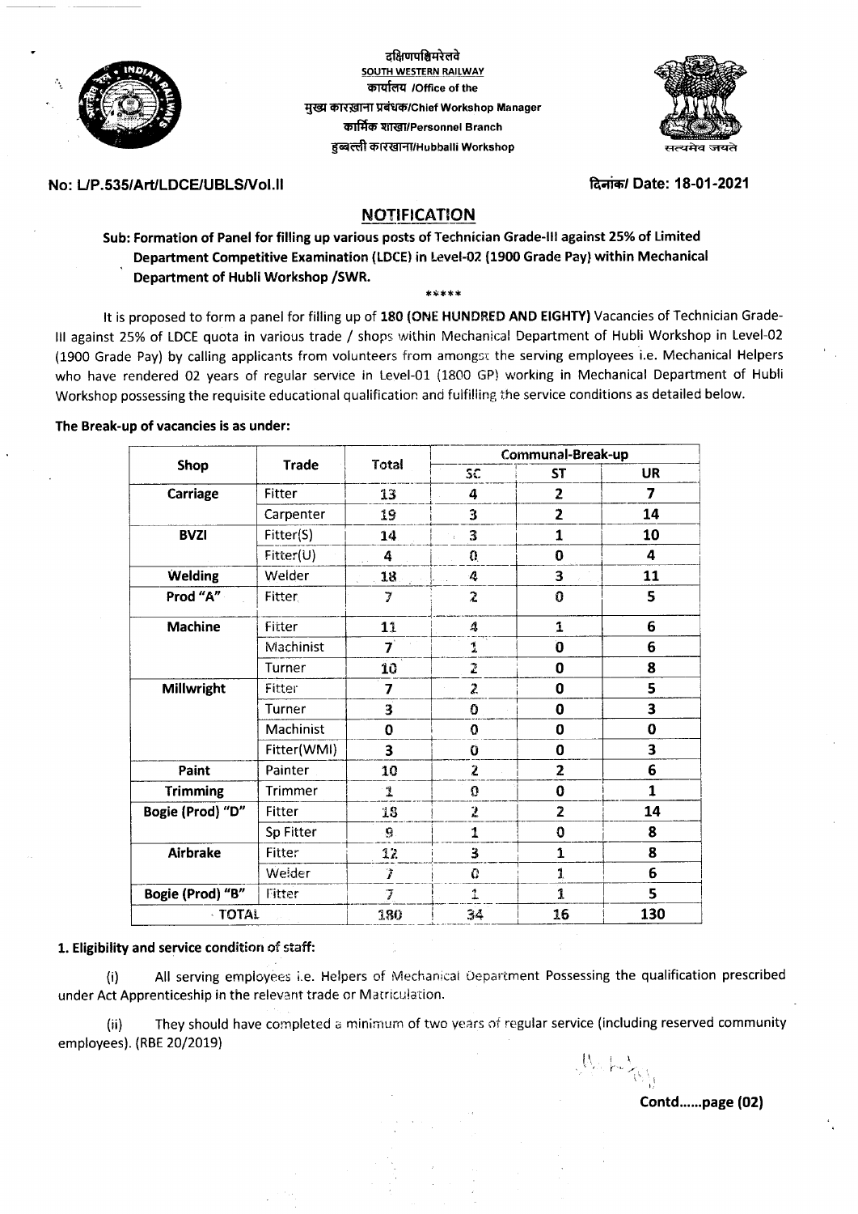दक्षिणपश्चिमरेलवे
**SOUTH WESTERN RAILWAY**
कार्यालय /Office of the
मुख्य कारख़ाना प्रबंधक/Chief Workshop Manager
कार्मिक शाखा/Personnel Branch
हुब्बल्ली कारखाना/Hubballi Workshop

सत्यमेव जयते

**No: L/P.535/Art/LDCE/UBLS/Vol.II** **दिनांक/ Date: 18-01-2021**

## NOTIFICATION

**Sub: Formation of Panel for filling up various posts of Technician Grade-III against 25% of Limited Department Competitive Examination (LDCE) in Level-02 (1900 Grade Pay) within Mechanical Department of Hubli Workshop /SWR.**

\*\*\*\*\*

It is proposed to form a panel for filling up of **180 (ONE HUNDRED AND EIGHTY)** Vacancies of Technician Grade-III against 25% of LDCE quota in various trade / shops within Mechanical Department of Hubli Workshop in Level-02 (1900 Grade Pay) by calling applicants from volunteers from amongst the serving employees i.e. Mechanical Helpers who have rendered 02 years of regular service in Level-01 (1800 GP) working in Mechanical Department of Hubli Workshop possessing the requisite educational qualification and fulfilling the service conditions as detailed below.

**The Break-up of vacancies is as under:**

| Shop | Trade | Total | Communal-Break-up | | |
|---|---|---|---|---|---|
| | | | SC | ST | UR |
| **Carriage** | Fitter | 13 | 4 | 2 | 7 |
| | Carpenter | 19 | 3 | 2 | 14 |
| **BVZI** | Fitter(S) | 14 | 3 | 1 | 10 |
| | Fitter(U) | 4 | 0 | 0 | 4 |
| **Welding** | Welder | 18 | 4 | 3 | 11 |
| **Prod "A"** | Fitter | 7 | 2 | 0 | 5 |
| **Machine** | Fitter | 11 | 4 | 1 | 6 |
| | Machinist | 7 | 1 | 0 | 6 |
| | Turner | 10 | 2 | 0 | 8 |
| **Millwright** | Fitter | 7 | 2 | 0 | 5 |
| | Turner | 3 | 0 | 0 | 3 |
| | Machinist | 0 | 0 | 0 | 0 |
| | Fitter(WMI) | 3 | 0 | 0 | 3 |
| **Paint** | Painter | 10 | 2 | 2 | 6 |
| **Trimming** | Trimmer | 1 | 0 | 0 | 1 |
| **Bogie (Prod) "D"** | Fitter | 18 | 2 | 2 | 14 |
| | Sp Fitter | 9 | 1 | 0 | 8 |
| **Airbrake** | Fitter | 12 | 3 | 1 | 8 |
| | Welder | 7 | 0 | 1 | 6 |
| **Bogie (Prod) "B"** | Fitter | 7 | 1 | 1 | 5 |
| **TOTAL** | | 180 | 34 | 16 | 130 |

**1. Eligibility and service condition of staff:**

(i) All serving employees i.e. Helpers of Mechanical Department Possessing the qualification prescribed under Act Apprenticeship in the relevant trade or Matriculation.

(ii) They should have completed a minimum of two years of regular service (including reserved community employees). (RBE 20/2019)

**Contd......page (02)**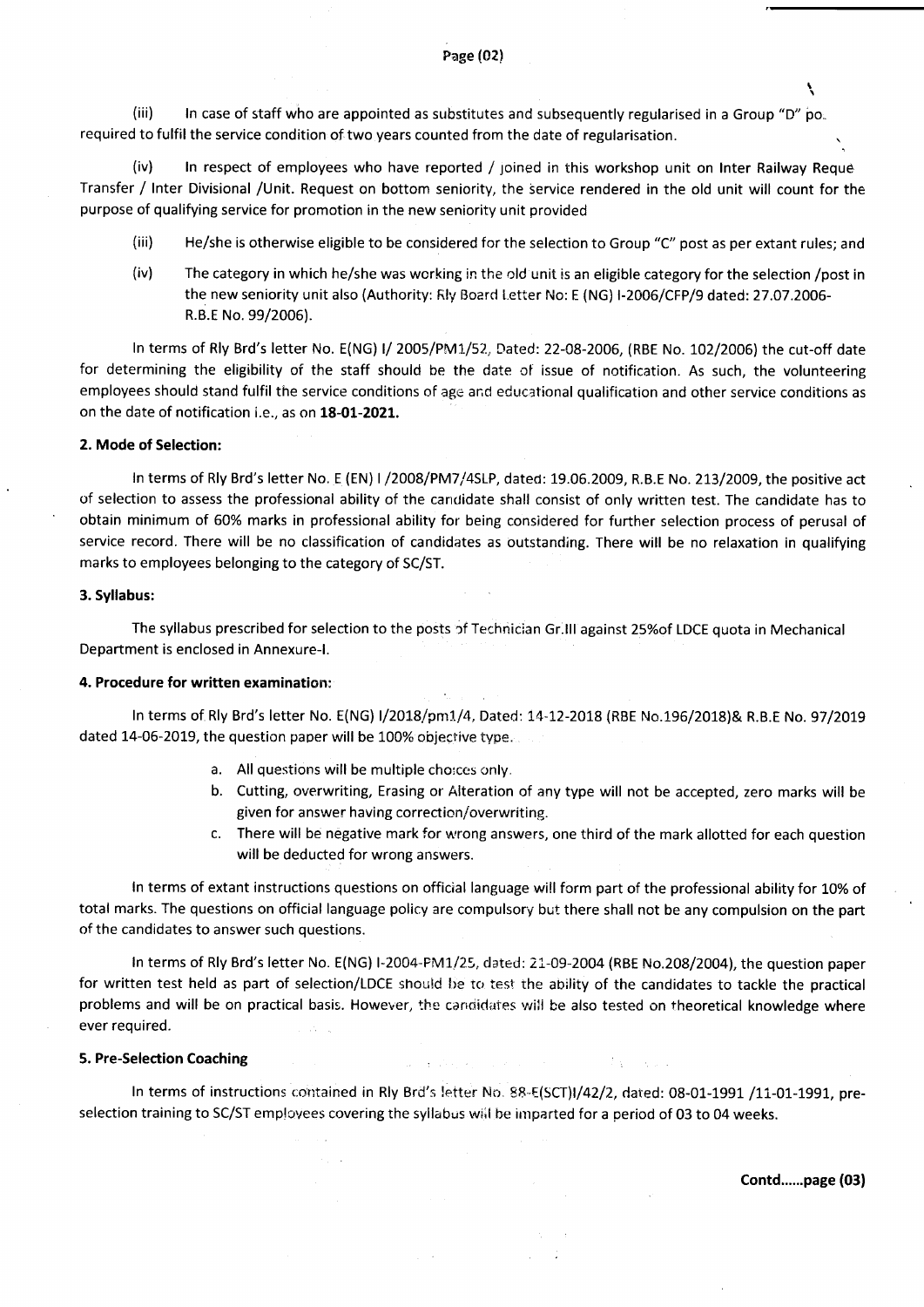(iii) In case of staff who are appointed as substitutes and subsequently regularised in a Group "D" po. required to fulfil the service condition of two years counted from the date of regularisation.

(iv) In respect of employees who have reported / joined in this workshop unit on Inter Railway Reque Transfer / Inter Divisional /Unit. Request on bottom seniority, the service rendered in the old unit will count for the purpose of qualifying service for promotion in the new seniority unit provided

(iii) He/she is otherwise eligible to be considered for the selection to Group "C" post as per extant rules; and

(iv) The category in which he/she was working in the old unit is an eligible category for the selection /post in the new seniority unit also (Authority: Rly Board Letter No: E (NG) I-2006/CFP/9 dated: 27.07.2006-R.B.E No. 99/2006).

In terms of Rly Brd's letter No. E(NG) I/ 2005/PM1/52, Dated: 22-08-2006, (RBE No. 102/2006) the cut-off date for determining the eligibility of the staff should be the date of issue of notification. As such, the volunteering employees should stand fulfil the service conditions of age and educational qualification and other service conditions as on the date of notification i.e., as on **18-01-2021.**

**2. Mode of Selection:**

In terms of Rly Brd's letter No. E (EN) I /2008/PM7/4SLP, dated: 19.06.2009, R.B.E No. 213/2009, the positive act of selection to assess the professional ability of the candidate shall consist of only written test. The candidate has to obtain minimum of 60% marks in professional ability for being considered for further selection process of perusal of service record. There will be no classification of candidates as outstanding. There will be no relaxation in qualifying marks to employees belonging to the category of SC/ST.

**3. Syllabus:**

The syllabus prescribed for selection to the posts of Technician Gr.III against 25%of LDCE quota in Mechanical Department is enclosed in Annexure-I.

**4. Procedure for written examination:**

In terms of Rly Brd's letter No. E(NG) I/2018/pm1/4, Dated: 14-12-2018 (RBE No.196/2018)& R.B.E No. 97/2019 dated 14-06-2019, the question paper will be 100% objective type.

a. All questions will be multiple choices only.
b. Cutting, overwriting, Erasing or Alteration of any type will not be accepted, zero marks will be given for answer having correction/overwriting.
c. There will be negative mark for wrong answers, one third of the mark allotted for each question will be deducted for wrong answers.

In terms of extant instructions questions on official language will form part of the professional ability for 10% of total marks. The questions on official language policy are compulsory but there shall not be any compulsion on the part of the candidates to answer such questions.

In terms of Rly Brd's letter No. E(NG) I-2004-PM1/25, dated: 21-09-2004 (RBE No.208/2004), the question paper for written test held as part of selection/LDCE should be to test the ability of the candidates to tackle the practical problems and will be on practical basis. However, the candidates will be also tested on theoretical knowledge where ever required.

**5. Pre-Selection Coaching**

In terms of instructions contained in Rly Brd's letter No. 88-E(SCT)I/42/2, dated: 08-01-1991 /11-01-1991, pre-selection training to SC/ST employees covering the syllabus will be imparted for a period of 03 to 04 weeks.

**Contd......page (03)**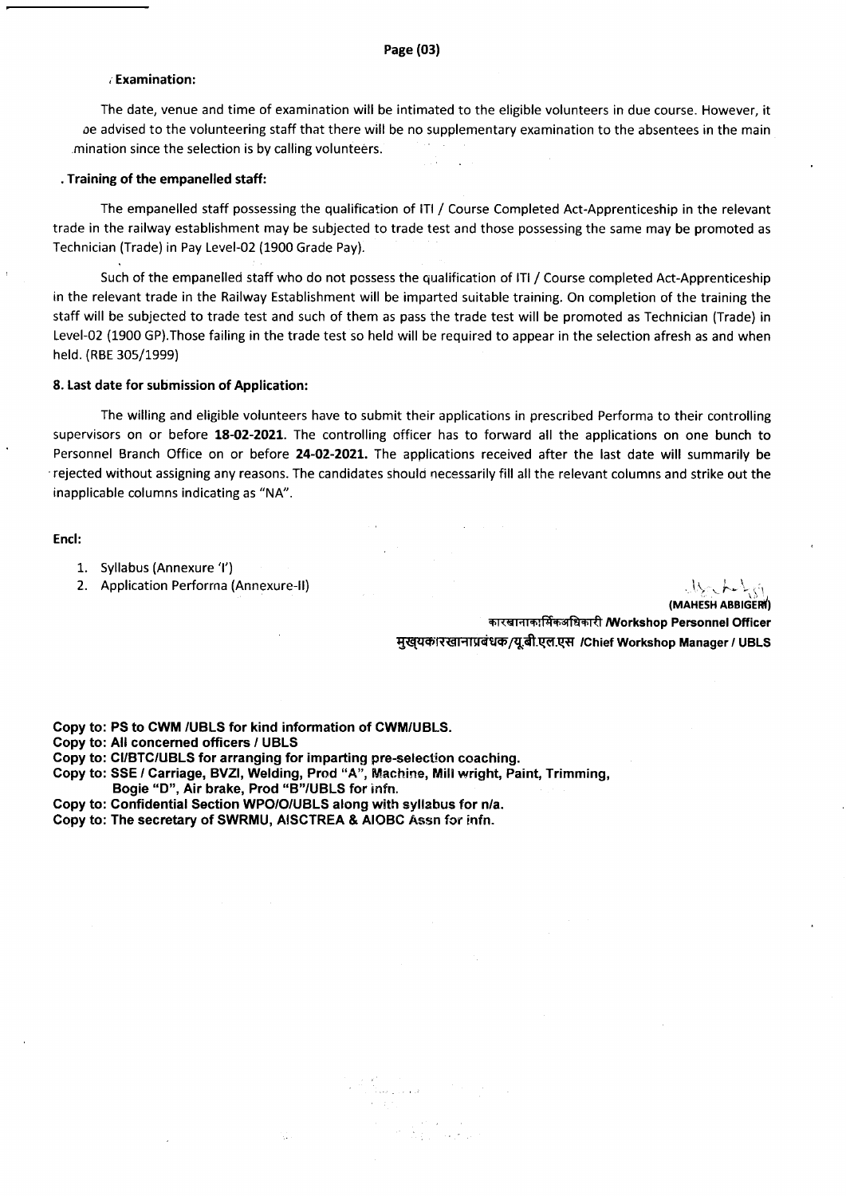### Examination:

The date, venue and time of examination will be intimated to the eligible volunteers in due course. However, it be advised to the volunteering staff that there will be no supplementary examination to the absentees in the main mination since the selection is by calling volunteers.

### . Training of the empanelled staff:

The empanelled staff possessing the qualification of ITI / Course Completed Act-Apprenticeship in the relevant trade in the railway establishment may be subjected to trade test and those possessing the same may be promoted as Technician (Trade) in Pay Level-02 (1900 Grade Pay).

Such of the empanelled staff who do not possess the qualification of ITI / Course completed Act-Apprenticeship in the relevant trade in the Railway Establishment will be imparted suitable training. On completion of the training the staff will be subjected to trade test and such of them as pass the trade test will be promoted as Technician (Trade) in Level-02 (1900 GP).Those failing in the trade test so held will be required to appear in the selection afresh as and when held. (RBE 305/1999)

### 8. Last date for submission of Application:

The willing and eligible volunteers have to submit their applications in prescribed Performa to their controlling supervisors on or before **18-02-2021**. The controlling officer has to forward all the applications on one bunch to Personnel Branch Office on or before **24-02-2021.** The applications received after the last date will summarily be rejected without assigning any reasons. The candidates should necessarily fill all the relevant columns and strike out the inapplicable columns indicating as "NA".

**Encl:**

1. Syllabus (Annexure 'I')
2. Application Performa (Annexure-II)

**(MAHESH ABBIGERI)**
**कारखानाकार्मिकअधिकारी /Workshop Personnel Officer**
**मुख्यकारखानाप्रबंधक/यू.बी.एल.एस /Chief Workshop Manager / UBLS**

**Copy to: PS to CWM /UBLS for kind information of CWM/UBLS.**
**Copy to: All concerned officers / UBLS**
**Copy to: CI/BTC/UBLS for arranging for imparting pre-selection coaching.**
**Copy to: SSE / Carriage, BVZI, Welding, Prod "A", Machine, Mill wright, Paint, Trimming, Bogie "D", Air brake, Prod "B"/UBLS for infn.**
**Copy to: Confidential Section WPO/O/UBLS along with syllabus for n/a.**
**Copy to: The secretary of SWRMU, AISCTREA & AIOBC Assn for infn.**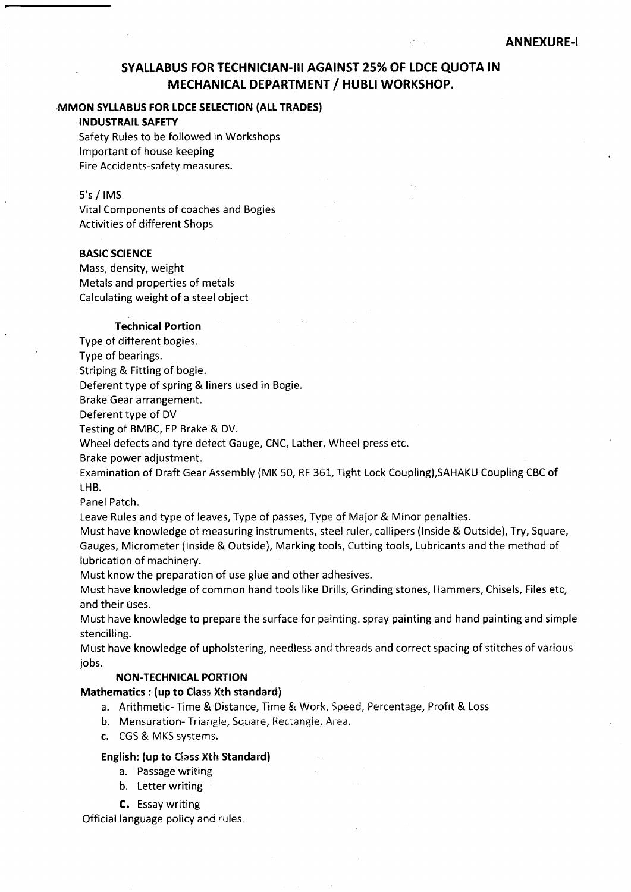**ANNEXURE-I**

# SYALLABUS FOR TECHNICIAN-III AGAINST 25% OF LDCE QUOTA IN MECHANICAL DEPARTMENT / HUBLI WORKSHOP.

## MMON SYLLABUS FOR LDCE SELECTION (ALL TRADES)

### INDUSTRAIL SAFETY

Safety Rules to be followed in Workshops
Important of house keeping
Fire Accidents-safety measures.

5's / IMS
Vital Components of coaches and Bogies
Activities of different Shops

### BASIC SCIENCE

Mass, density, weight
Metals and properties of metals
Calculating weight of a steel object

### Technical Portion

Type of different bogies.
Type of bearings.
Striping & Fitting of bogie.
Deferent type of spring & liners used in Bogie.
Brake Gear arrangement.
Deferent type of DV
Testing of BMBC, EP Brake & DV.
Wheel defects and tyre defect Gauge, CNC, Lather, Wheel press etc.
Brake power adjustment.
Examination of Draft Gear Assembly (MK 50, RF 361, Tight Lock Coupling),SAHAKU Coupling CBC of LHB.
Panel Patch.
Leave Rules and type of leaves, Type of passes, Type of Major & Minor penalties.
Must have knowledge of measuring instruments, steel ruler, callipers (Inside & Outside), Try, Square, Gauges, Micrometer (Inside & Outside), Marking tools, Cutting tools, Lubricants and the method of lubrication of machinery.
Must know the preparation of use glue and other adhesives.
Must have knowledge of common hand tools like Drills, Grinding stones, Hammers, Chisels, Files etc, and their uses.
Must have knowledge to prepare the surface for painting, spray painting and hand painting and simple stencilling.
Must have knowledge of upholstering, needless and threads and correct spacing of stitches of various jobs.

### NON-TECHNICAL PORTION

**Mathematics : (up to Class Xth standard)**

a. Arithmetic- Time & Distance, Time & Work, Speed, Percentage, Profit & Loss
b. Mensuration- Triangle, Square, Rectangle, Area.
c. CGS & MKS systems.

**English: (up to Class Xth Standard)**

a. Passage writing
b. Letter writing
c. Essay writing

Official language policy and rules.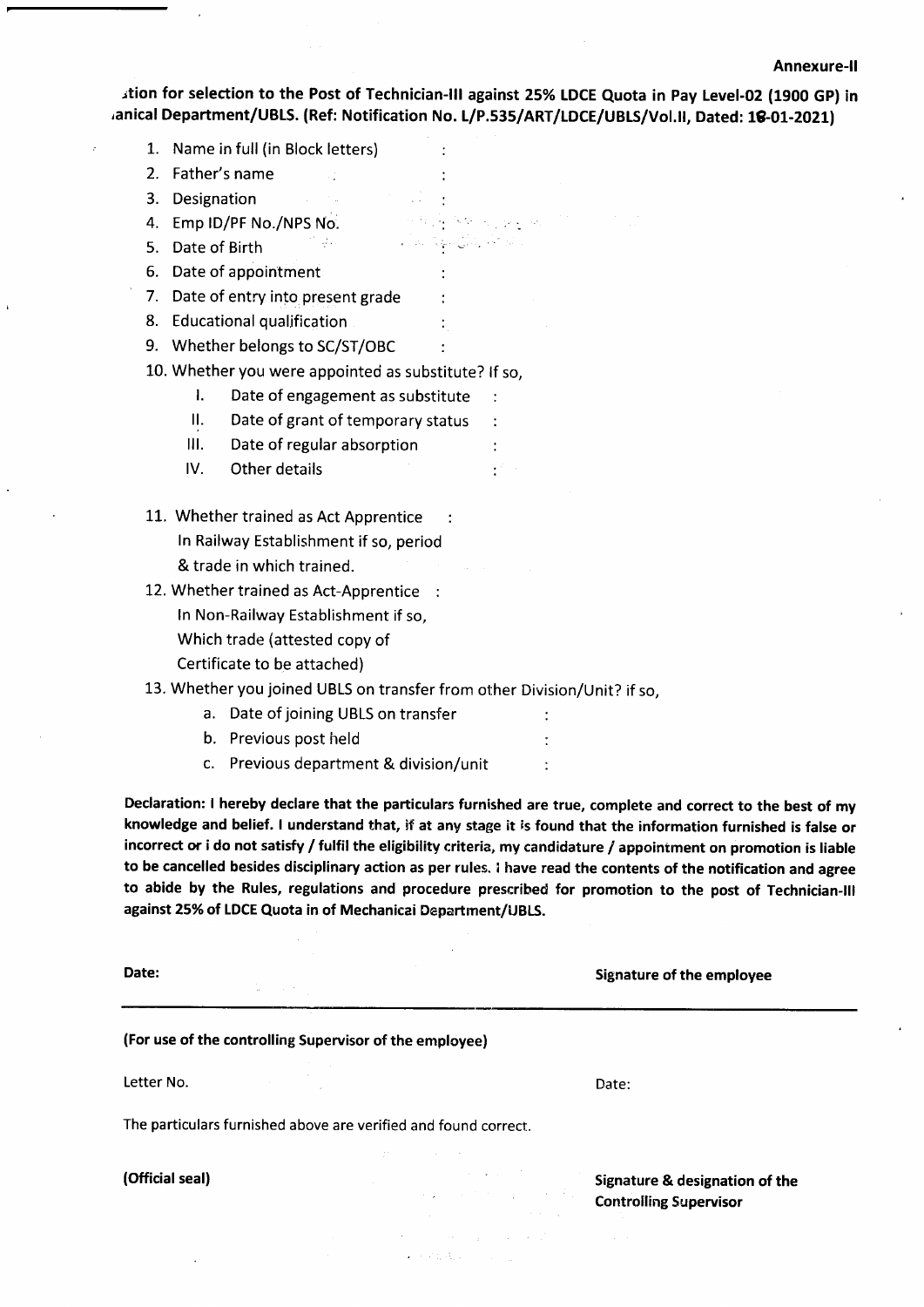**Annexure-II**

**ation for selection to the Post of Technician-III against 25% LDCE Quota in Pay Level-02 (1900 GP) in anical Department/UBLS. (Ref: Notification No. L/P.535/ART/LDCE/UBLS/Vol.II, Dated: 18-01-2021)**

1. Name in full (in Block letters) :
2. Father's name :
3. Designation :
4. Emp ID/PF No./NPS No. :
5. Date of Birth :
6. Date of appointment :
7. Date of entry into present grade :
8. Educational qualification :
9. Whether belongs to SC/ST/OBC :
10. Whether you were appointed as substitute? If so,
    - I. Date of engagement as substitute :
    - II. Date of grant of temporary status :
    - III. Date of regular absorption :
    - IV. Other details :
11. Whether trained as Act Apprentice : In Railway Establishment if so, period & trade in which trained.
12. Whether trained as Act-Apprentice : In Non-Railway Establishment if so, Which trade (attested copy of Certificate to be attached)
13. Whether you joined UBLS on transfer from other Division/Unit? if so,
    - a. Date of joining UBLS on transfer :
    - b. Previous post held :
    - c. Previous department & division/unit :

**Declaration: I hereby declare that the particulars furnished are true, complete and correct to the best of my knowledge and belief. I understand that, if at any stage it is found that the information furnished is false or incorrect or i do not satisfy / fulfil the eligibility criteria, my candidature / appointment on promotion is liable to be cancelled besides disciplinary action as per rules. I have read the contents of the notification and agree to abide by the Rules, regulations and procedure prescribed for promotion to the post of Technician-III against 25% of LDCE Quota in of Mechanical Department/UBLS.**

**Date:**

**Signature of the employee**

---

**(For use of the controlling Supervisor of the employee)**

Letter No.

Date:

The particulars furnished above are verified and found correct.

**(Official seal)**

**Signature & designation of the Controlling Supervisor**